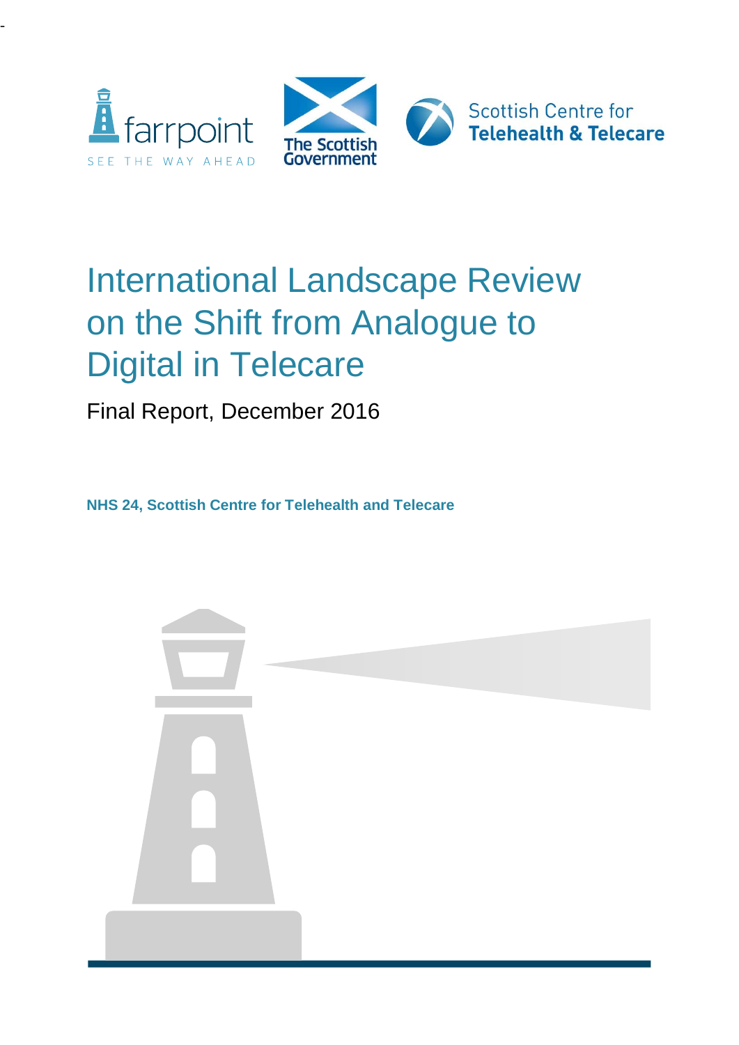# International Landscape Review on the Shift from Analogue to Digital in Telecare

Final Report, December 2016

**NHS 24, Scottish Centre for Telehealth and Telecare**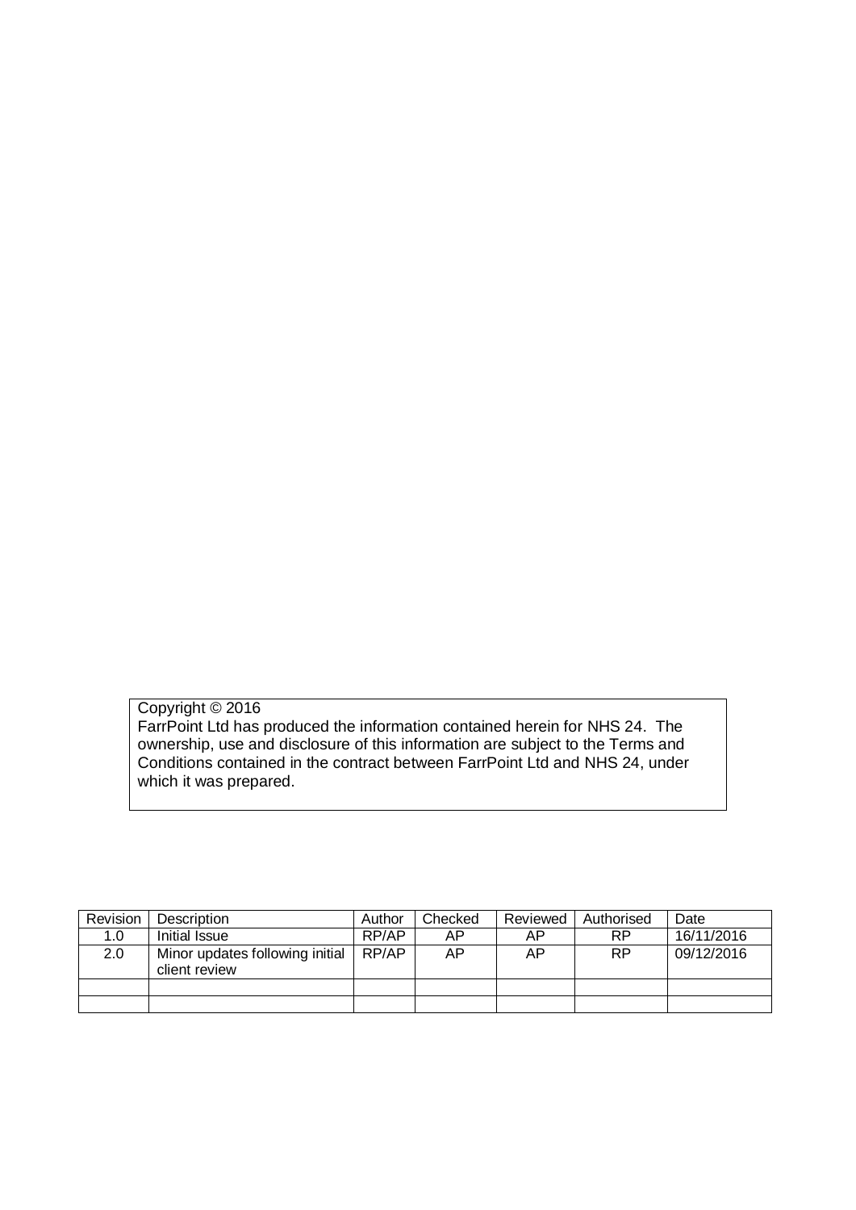Copyright © 2016
FarrPoint Ltd has produced the information contained herein for NHS 24. The ownership, use and disclosure of this information are subject to the Terms and Conditions contained in the contract between FarrPoint Ltd and NHS 24, under which it was prepared.

| Revision | Description | Author | Checked | Reviewed | Authorised | Date |
|---|---|---|---|---|---|---|
| 1.0 | Initial Issue | RP/AP | AP | AP | RP | 16/11/2016 |
| 2.0 | Minor updates following initial client review | RP/AP | AP | AP | RP | 09/12/2016 |
| | | | | | | |
| | | | | | | |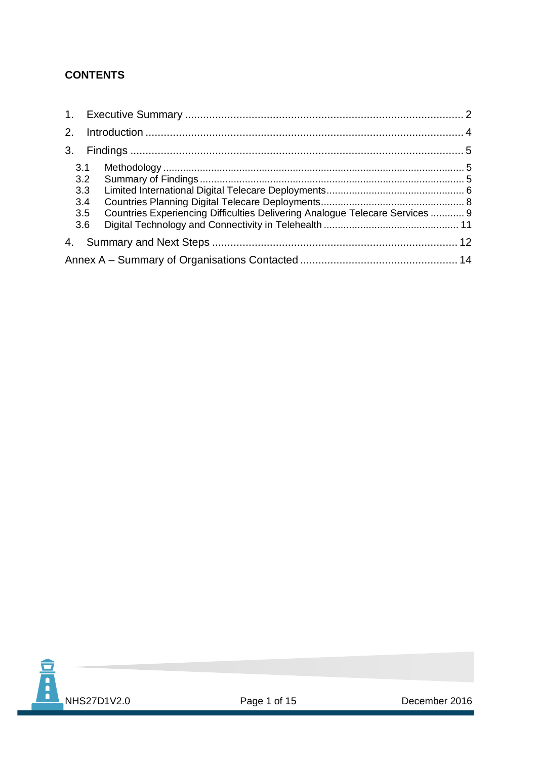## CONTENTS

1. Executive Summary ........................................................................................... 2
2. Introduction ........................................................................................................ 4
3. Findings ............................................................................................................. 5
   - 3.1 Methodology ........................................................................................... 5
   - 3.2 Summary of Findings ............................................................................... 5
   - 3.3 Limited International Digital Telecare Deployments ................................... 6
   - 3.4 Countries Planning Digital Telecare Deployments ...................................... 8
   - 3.5 Countries Experiencing Difficulties Delivering Analogue Telecare Services ............ 9
   - 3.6 Digital Technology and Connectivity in Telehealth .................................... 11
4. Summary and Next Steps ................................................................................ 12

Annex A – Summary of Organisations Contacted ................................................... 14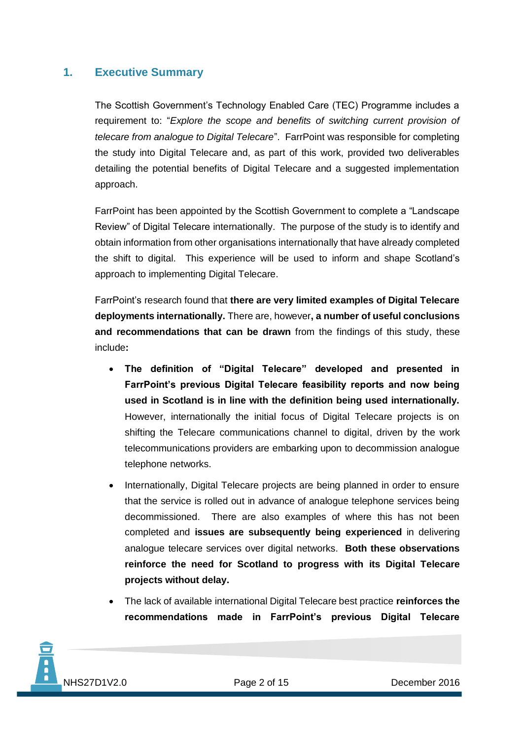## 1. Executive Summary

The Scottish Government's Technology Enabled Care (TEC) Programme includes a requirement to: "*Explore the scope and benefits of switching current provision of telecare from analogue to Digital Telecare*". FarrPoint was responsible for completing the study into Digital Telecare and, as part of this work, provided two deliverables detailing the potential benefits of Digital Telecare and a suggested implementation approach.

FarrPoint has been appointed by the Scottish Government to complete a "Landscape Review" of Digital Telecare internationally. The purpose of the study is to identify and obtain information from other organisations internationally that have already completed the shift to digital. This experience will be used to inform and shape Scotland's approach to implementing Digital Telecare.

FarrPoint's research found that **there are very limited examples of Digital Telecare deployments internationally.** There are, however**, a number of useful conclusions and recommendations that can be drawn** from the findings of this study, these include**:**

- **The definition of "Digital Telecare" developed and presented in FarrPoint's previous Digital Telecare feasibility reports and now being used in Scotland is in line with the definition being used internationally.** However, internationally the initial focus of Digital Telecare projects is on shifting the Telecare communications channel to digital, driven by the work telecommunications providers are embarking upon to decommission analogue telephone networks.
- Internationally, Digital Telecare projects are being planned in order to ensure that the service is rolled out in advance of analogue telephone services being decommissioned. There are also examples of where this has not been completed and **issues are subsequently being experienced** in delivering analogue telecare services over digital networks. **Both these observations reinforce the need for Scotland to progress with its Digital Telecare projects without delay.**
- The lack of available international Digital Telecare best practice **reinforces the recommendations made in FarrPoint's previous Digital Telecare**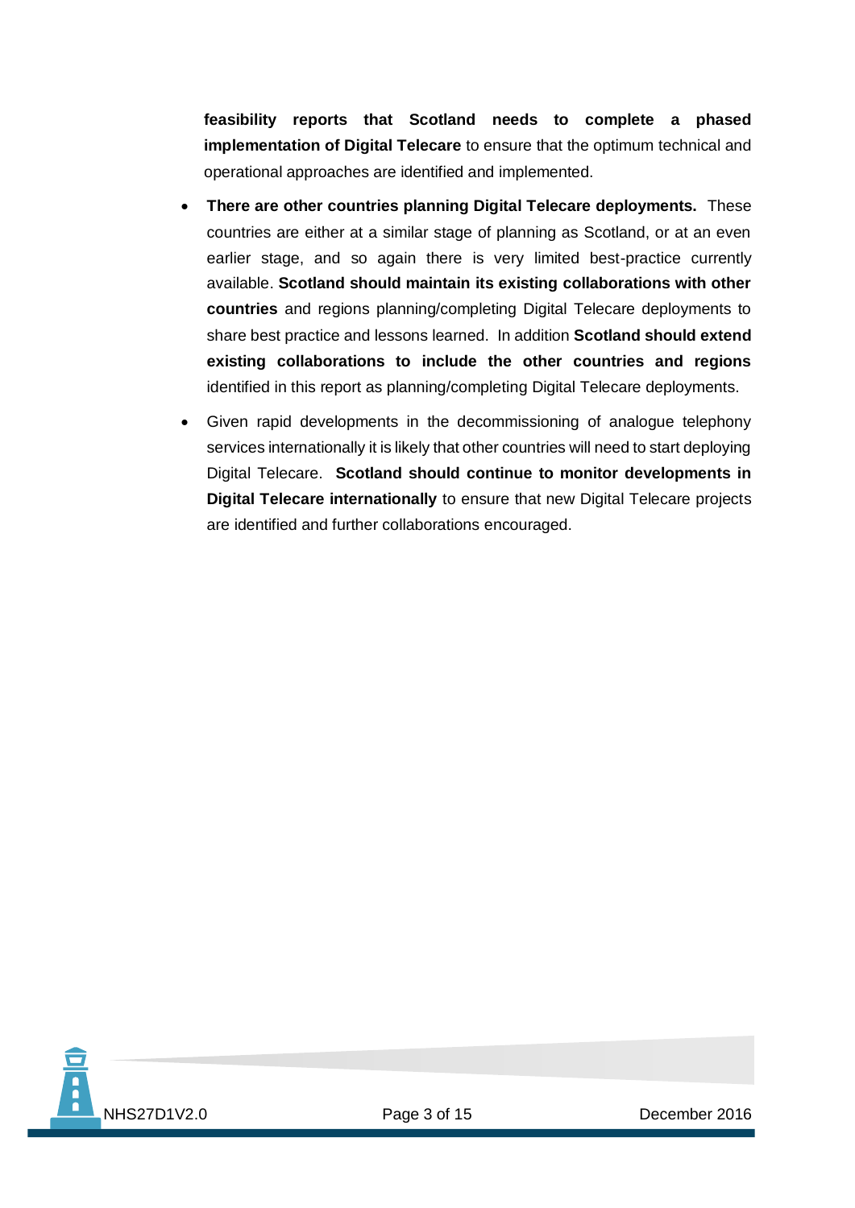**feasibility reports that Scotland needs to complete a phased implementation of Digital Telecare** to ensure that the optimum technical and operational approaches are identified and implemented.

- **There are other countries planning Digital Telecare deployments.** These countries are either at a similar stage of planning as Scotland, or at an even earlier stage, and so again there is very limited best-practice currently available. **Scotland should maintain its existing collaborations with other countries** and regions planning/completing Digital Telecare deployments to share best practice and lessons learned. In addition **Scotland should extend existing collaborations to include the other countries and regions** identified in this report as planning/completing Digital Telecare deployments.
- Given rapid developments in the decommissioning of analogue telephony services internationally it is likely that other countries will need to start deploying Digital Telecare. **Scotland should continue to monitor developments in Digital Telecare internationally** to ensure that new Digital Telecare projects are identified and further collaborations encouraged.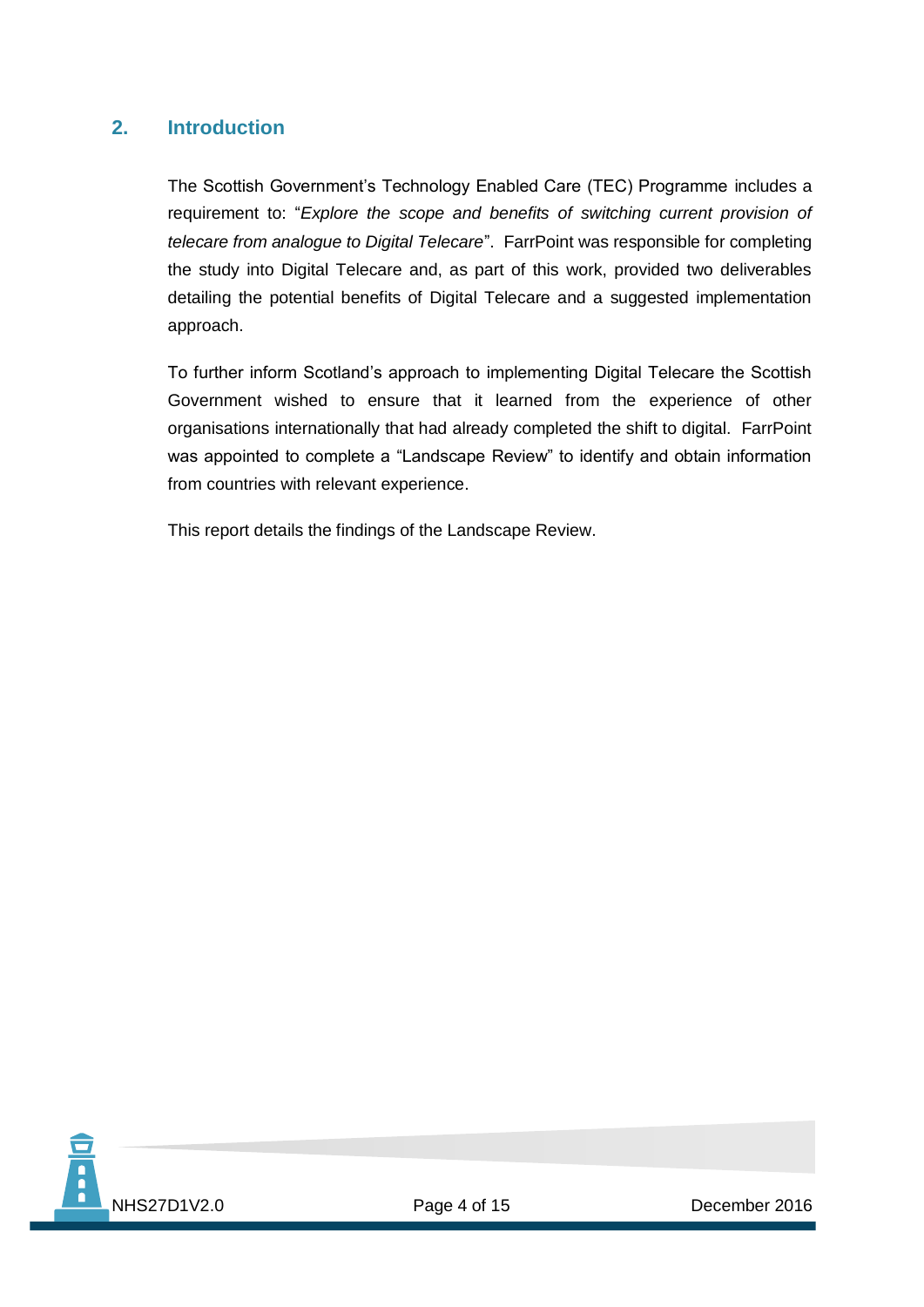## 2. Introduction

The Scottish Government's Technology Enabled Care (TEC) Programme includes a requirement to: "*Explore the scope and benefits of switching current provision of telecare from analogue to Digital Telecare*". FarrPoint was responsible for completing the study into Digital Telecare and, as part of this work, provided two deliverables detailing the potential benefits of Digital Telecare and a suggested implementation approach.

To further inform Scotland's approach to implementing Digital Telecare the Scottish Government wished to ensure that it learned from the experience of other organisations internationally that had already completed the shift to digital. FarrPoint was appointed to complete a "Landscape Review" to identify and obtain information from countries with relevant experience.

This report details the findings of the Landscape Review.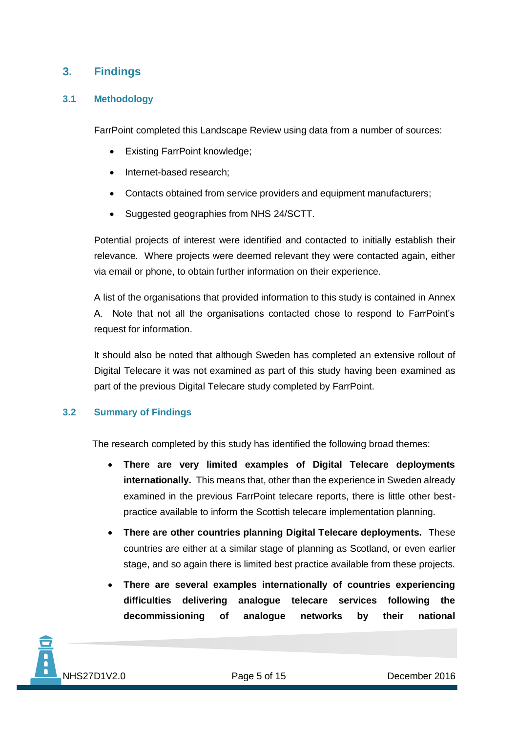# 3. Findings

## 3.1 Methodology

FarrPoint completed this Landscape Review using data from a number of sources:

- Existing FarrPoint knowledge;
- Internet-based research;
- Contacts obtained from service providers and equipment manufacturers;
- Suggested geographies from NHS 24/SCTT.

Potential projects of interest were identified and contacted to initially establish their relevance. Where projects were deemed relevant they were contacted again, either via email or phone, to obtain further information on their experience.

A list of the organisations that provided information to this study is contained in Annex A. Note that not all the organisations contacted chose to respond to FarrPoint's request for information.

It should also be noted that although Sweden has completed an extensive rollout of Digital Telecare it was not examined as part of this study having been examined as part of the previous Digital Telecare study completed by FarrPoint.

## 3.2 Summary of Findings

The research completed by this study has identified the following broad themes:

- **There are very limited examples of Digital Telecare deployments internationally.** This means that, other than the experience in Sweden already examined in the previous FarrPoint telecare reports, there is little other best-practice available to inform the Scottish telecare implementation planning.
- **There are other countries planning Digital Telecare deployments.** These countries are either at a similar stage of planning as Scotland, or even earlier stage, and so again there is limited best practice available from these projects.
- **There are several examples internationally of countries experiencing difficulties delivering analogue telecare services following the decommissioning of analogue networks by their national**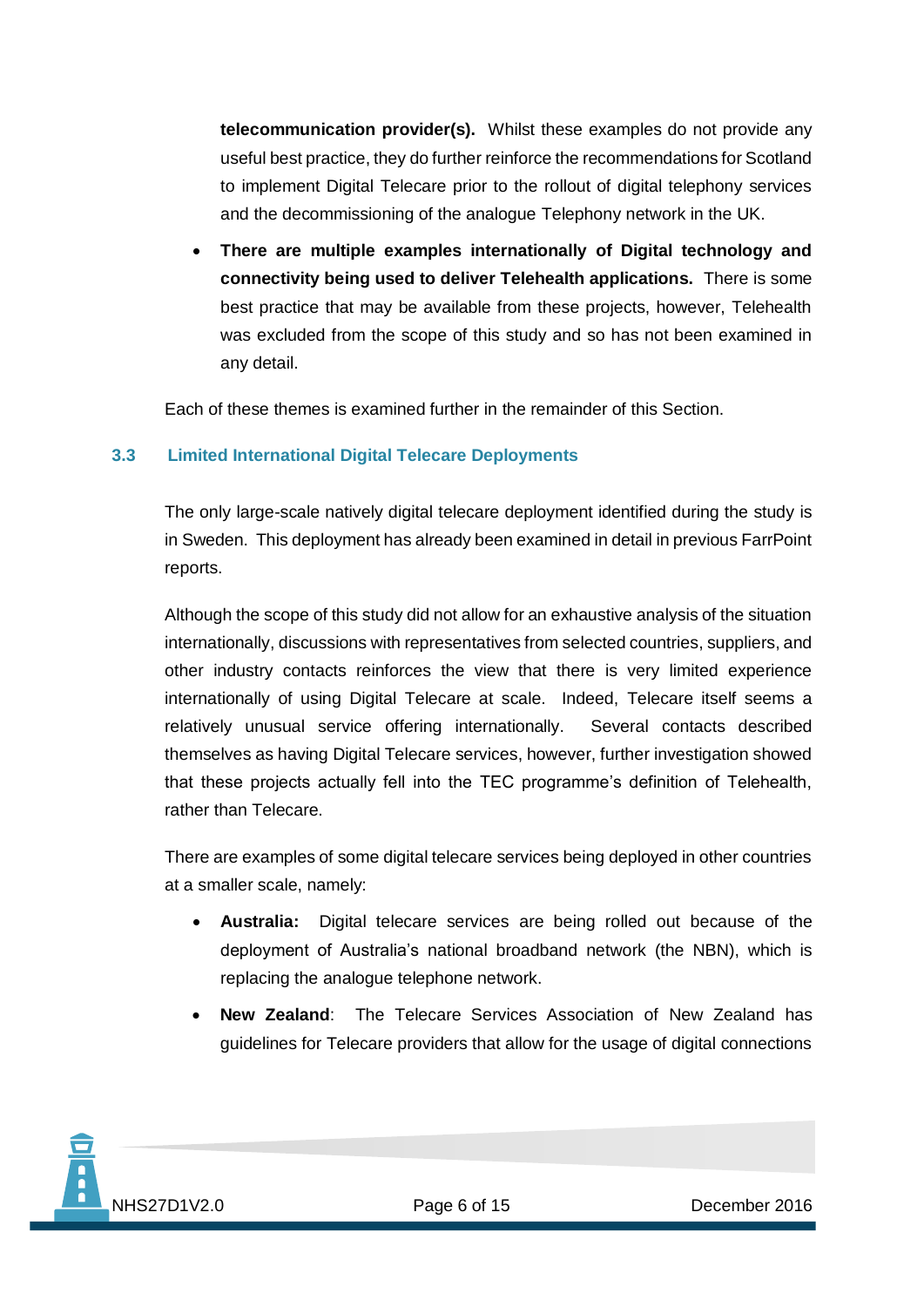**telecommunication provider(s).** Whilst these examples do not provide any useful best practice, they do further reinforce the recommendations for Scotland to implement Digital Telecare prior to the rollout of digital telephony services and the decommissioning of the analogue Telephony network in the UK.

- **There are multiple examples internationally of Digital technology and connectivity being used to deliver Telehealth applications.** There is some best practice that may be available from these projects, however, Telehealth was excluded from the scope of this study and so has not been examined in any detail.

Each of these themes is examined further in the remainder of this Section.

### 3.3 Limited International Digital Telecare Deployments

The only large-scale natively digital telecare deployment identified during the study is in Sweden. This deployment has already been examined in detail in previous FarrPoint reports.

Although the scope of this study did not allow for an exhaustive analysis of the situation internationally, discussions with representatives from selected countries, suppliers, and other industry contacts reinforces the view that there is very limited experience internationally of using Digital Telecare at scale. Indeed, Telecare itself seems a relatively unusual service offering internationally. Several contacts described themselves as having Digital Telecare services, however, further investigation showed that these projects actually fell into the TEC programme's definition of Telehealth, rather than Telecare.

There are examples of some digital telecare services being deployed in other countries at a smaller scale, namely:

- **Australia:** Digital telecare services are being rolled out because of the deployment of Australia's national broadband network (the NBN), which is replacing the analogue telephone network.
- **New Zealand**: The Telecare Services Association of New Zealand has guidelines for Telecare providers that allow for the usage of digital connections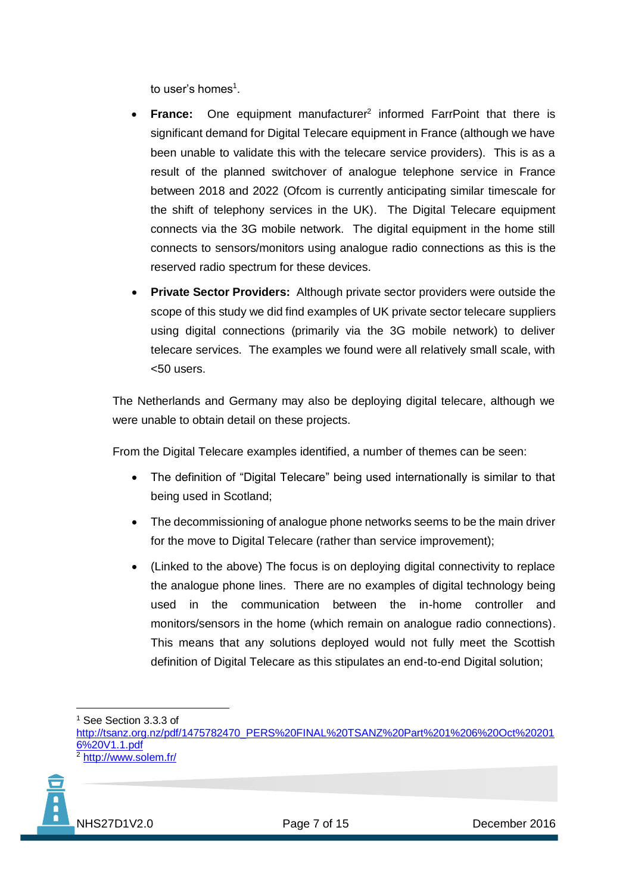to user's homes[1].

- **France:** One equipment manufacturer[2] informed FarrPoint that there is significant demand for Digital Telecare equipment in France (although we have been unable to validate this with the telecare service providers). This is as a result of the planned switchover of analogue telephone service in France between 2018 and 2022 (Ofcom is currently anticipating similar timescale for the shift of telephony services in the UK). The Digital Telecare equipment connects via the 3G mobile network. The digital equipment in the home still connects to sensors/monitors using analogue radio connections as this is the reserved radio spectrum for these devices.
- **Private Sector Providers:** Although private sector providers were outside the scope of this study we did find examples of UK private sector telecare suppliers using digital connections (primarily via the 3G mobile network) to deliver telecare services. The examples we found were all relatively small scale, with <50 users.

The Netherlands and Germany may also be deploying digital telecare, although we were unable to obtain detail on these projects.

From the Digital Telecare examples identified, a number of themes can be seen:

- The definition of "Digital Telecare" being used internationally is similar to that being used in Scotland;
- The decommissioning of analogue phone networks seems to be the main driver for the move to Digital Telecare (rather than service improvement);
- (Linked to the above) The focus is on deploying digital connectivity to replace the analogue phone lines. There are no examples of digital technology being used in the communication between the in-home controller and monitors/sensors in the home (which remain on analogue radio connections). This means that any solutions deployed would not fully meet the Scottish definition of Digital Telecare as this stipulates an end-to-end Digital solution;

---

[1] See Section 3.3.3 of http://tsanz.org.nz/pdf/1475782470_PERS%20FINAL%20TSANZ%20Part%201%206%20Oct%202016%20V1.1.pdf

[2] http://www.solem.fr/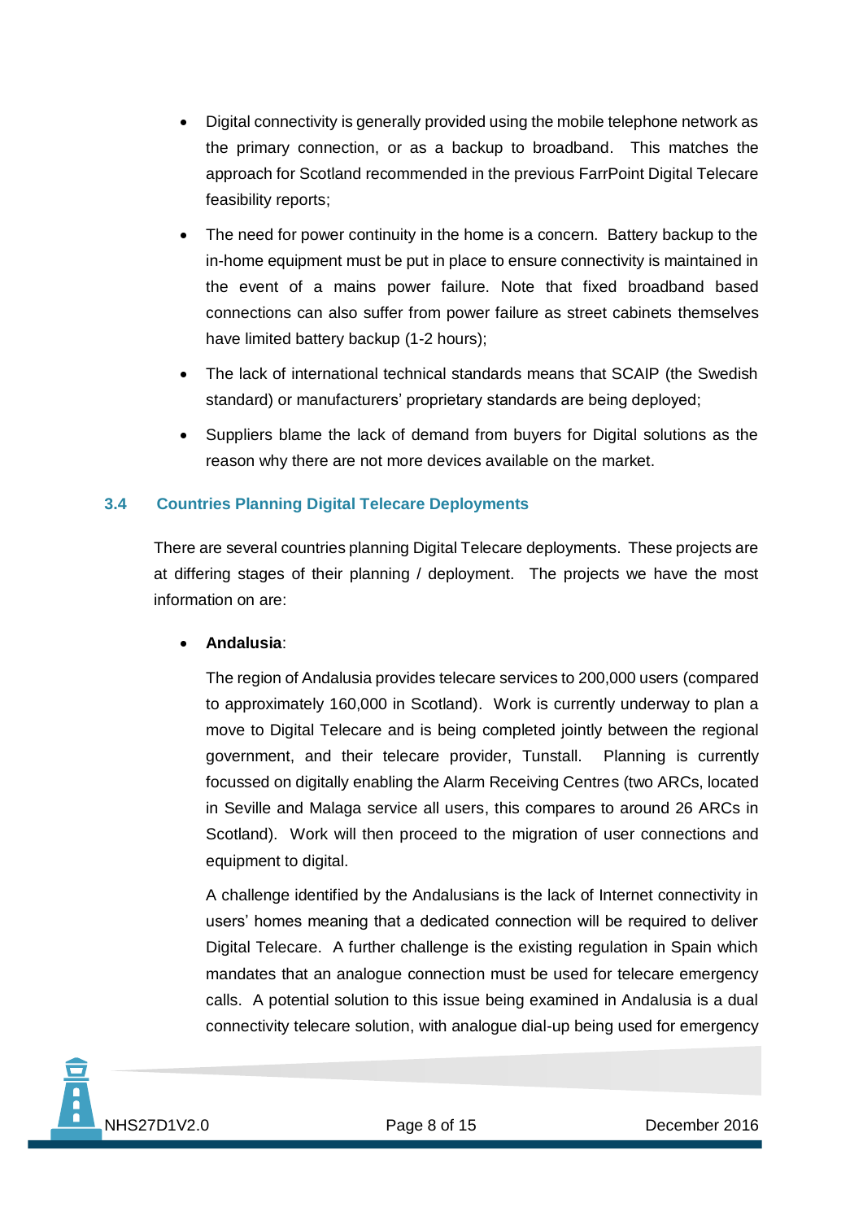- Digital connectivity is generally provided using the mobile telephone network as the primary connection, or as a backup to broadband. This matches the approach for Scotland recommended in the previous FarrPoint Digital Telecare feasibility reports;
- The need for power continuity in the home is a concern. Battery backup to the in-home equipment must be put in place to ensure connectivity is maintained in the event of a mains power failure. Note that fixed broadband based connections can also suffer from power failure as street cabinets themselves have limited battery backup (1-2 hours);
- The lack of international technical standards means that SCAIP (the Swedish standard) or manufacturers' proprietary standards are being deployed;
- Suppliers blame the lack of demand from buyers for Digital solutions as the reason why there are not more devices available on the market.

### 3.4 Countries Planning Digital Telecare Deployments

There are several countries planning Digital Telecare deployments. These projects are at differing stages of their planning / deployment. The projects we have the most information on are:

- **Andalusia**:

  The region of Andalusia provides telecare services to 200,000 users (compared to approximately 160,000 in Scotland). Work is currently underway to plan a move to Digital Telecare and is being completed jointly between the regional government, and their telecare provider, Tunstall. Planning is currently focussed on digitally enabling the Alarm Receiving Centres (two ARCs, located in Seville and Malaga service all users, this compares to around 26 ARCs in Scotland). Work will then proceed to the migration of user connections and equipment to digital.

  A challenge identified by the Andalusians is the lack of Internet connectivity in users' homes meaning that a dedicated connection will be required to deliver Digital Telecare. A further challenge is the existing regulation in Spain which mandates that an analogue connection must be used for telecare emergency calls. A potential solution to this issue being examined in Andalusia is a dual connectivity telecare solution, with analogue dial-up being used for emergency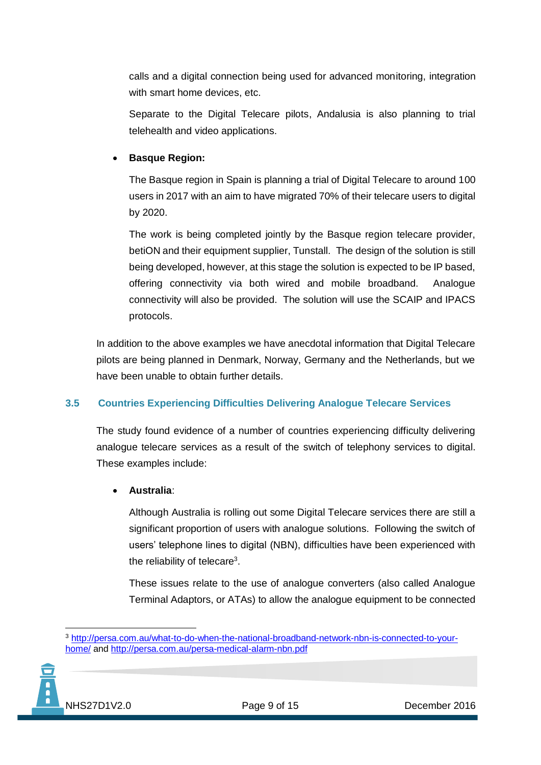calls and a digital connection being used for advanced monitoring, integration with smart home devices, etc.

Separate to the Digital Telecare pilots, Andalusia is also planning to trial telehealth and video applications.

- **Basque Region:**

  The Basque region in Spain is planning a trial of Digital Telecare to around 100 users in 2017 with an aim to have migrated 70% of their telecare users to digital by 2020.

  The work is being completed jointly by the Basque region telecare provider, betiON and their equipment supplier, Tunstall. The design of the solution is still being developed, however, at this stage the solution is expected to be IP based, offering connectivity via both wired and mobile broadband. Analogue connectivity will also be provided. The solution will use the SCAIP and IPACS protocols.

In addition to the above examples we have anecdotal information that Digital Telecare pilots are being planned in Denmark, Norway, Germany and the Netherlands, but we have been unable to obtain further details.

### 3.5 Countries Experiencing Difficulties Delivering Analogue Telecare Services

The study found evidence of a number of countries experiencing difficulty delivering analogue telecare services as a result of the switch of telephony services to digital. These examples include:

- **Australia**:

  Although Australia is rolling out some Digital Telecare services there are still a significant proportion of users with analogue solutions. Following the switch of users' telephone lines to digital (NBN), difficulties have been experienced with the reliability of telecare[3].

  These issues relate to the use of analogue converters (also called Analogue Terminal Adaptors, or ATAs) to allow the analogue equipment to be connected

[3] http://persa.com.au/what-to-do-when-the-national-broadband-network-nbn-is-connected-to-your-home/ and http://persa.com.au/persa-medical-alarm-nbn.pdf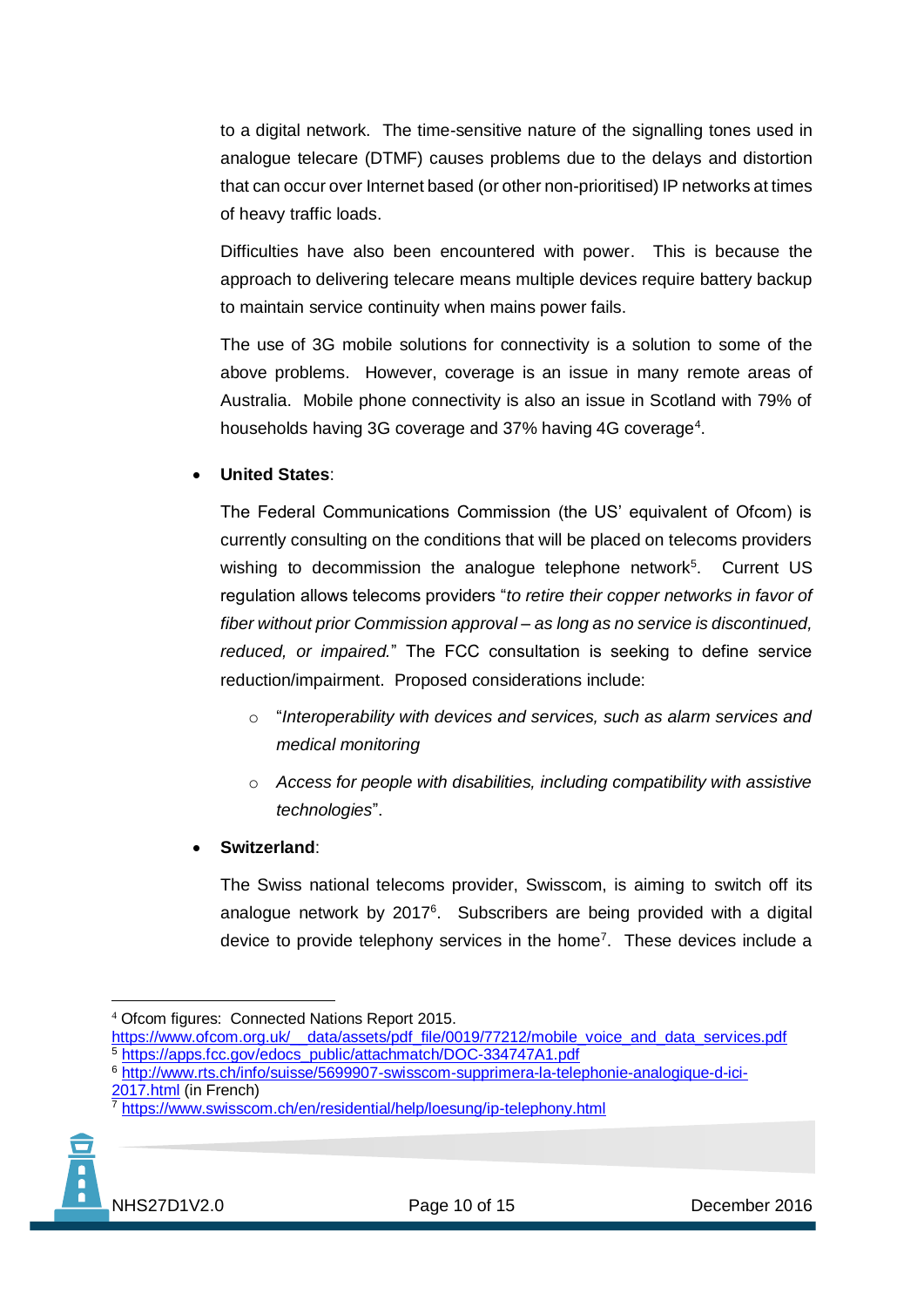to a digital network. The time-sensitive nature of the signalling tones used in analogue telecare (DTMF) causes problems due to the delays and distortion that can occur over Internet based (or other non-prioritised) IP networks at times of heavy traffic loads.

Difficulties have also been encountered with power. This is because the approach to delivering telecare means multiple devices require battery backup to maintain service continuity when mains power fails.

The use of 3G mobile solutions for connectivity is a solution to some of the above problems. However, coverage is an issue in many remote areas of Australia. Mobile phone connectivity is also an issue in Scotland with 79% of households having 3G coverage and 37% having 4G coverage[4].

- **United States**:

  The Federal Communications Commission (the US' equivalent of Ofcom) is currently consulting on the conditions that will be placed on telecoms providers wishing to decommission the analogue telephone network[5]. Current US regulation allows telecoms providers "*to retire their copper networks in favor of fiber without prior Commission approval – as long as no service is discontinued, reduced, or impaired.*" The FCC consultation is seeking to define service reduction/impairment. Proposed considerations include:

  - "*Interoperability with devices and services, such as alarm services and medical monitoring*
  - *Access for people with disabilities, including compatibility with assistive technologies*".

- **Switzerland**:

  The Swiss national telecoms provider, Swisscom, is aiming to switch off its analogue network by 2017[6]. Subscribers are being provided with a digital device to provide telephony services in the home[7]. These devices include a

---

[4] Ofcom figures: Connected Nations Report 2015. https://www.ofcom.org.uk/__data/assets/pdf_file/0019/77212/mobile_voice_and_data_services.pdf

[5] https://apps.fcc.gov/edocs_public/attachmatch/DOC-334747A1.pdf

[6] http://www.rts.ch/info/suisse/5699907-swisscom-supprimera-la-telephonie-analogique-d-ici-2017.html (in French)

[7] https://www.swisscom.ch/en/residential/help/loesung/ip-telephony.html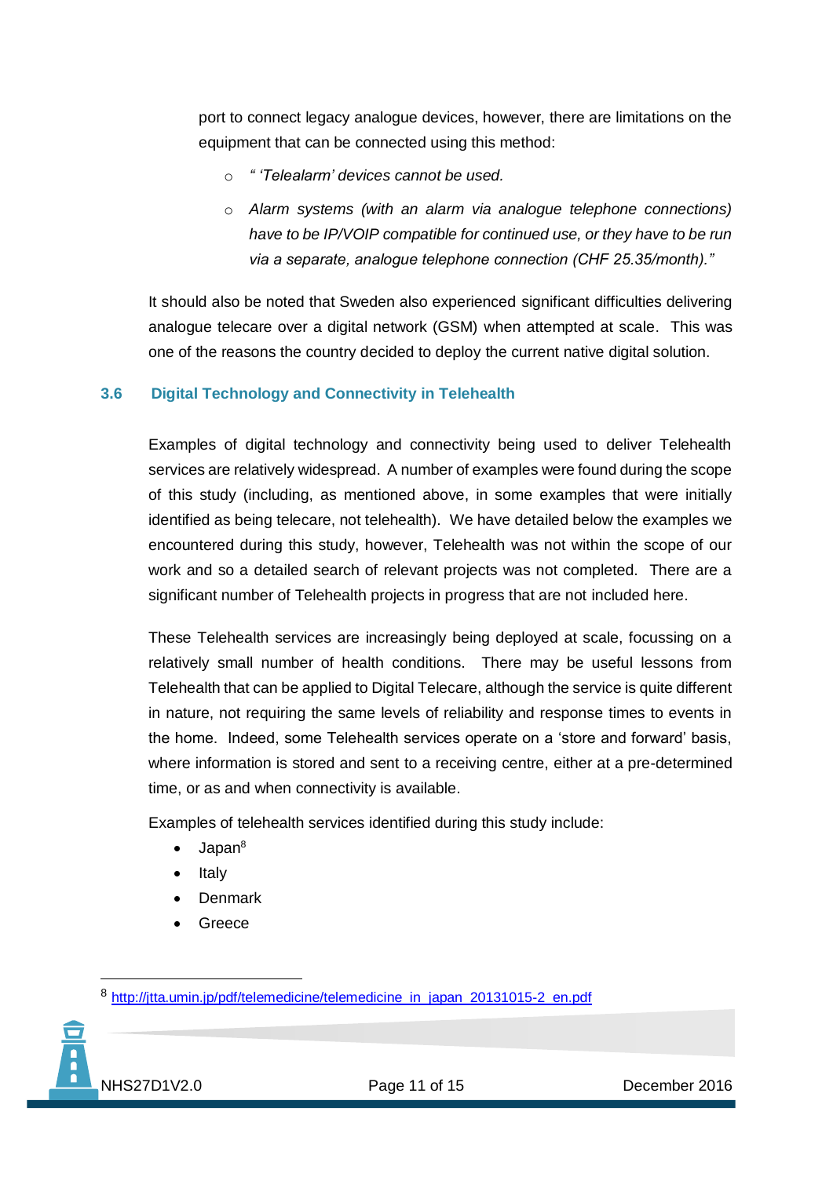port to connect legacy analogue devices, however, there are limitations on the equipment that can be connected using this method:

- *" 'Telealarm' devices cannot be used.*
- *Alarm systems (with an alarm via analogue telephone connections) have to be IP/VOIP compatible for continued use, or they have to be run via a separate, analogue telephone connection (CHF 25.35/month)."*

It should also be noted that Sweden also experienced significant difficulties delivering analogue telecare over a digital network (GSM) when attempted at scale. This was one of the reasons the country decided to deploy the current native digital solution.

### 3.6 Digital Technology and Connectivity in Telehealth

Examples of digital technology and connectivity being used to deliver Telehealth services are relatively widespread. A number of examples were found during the scope of this study (including, as mentioned above, in some examples that were initially identified as being telecare, not telehealth). We have detailed below the examples we encountered during this study, however, Telehealth was not within the scope of our work and so a detailed search of relevant projects was not completed. There are a significant number of Telehealth projects in progress that are not included here.

These Telehealth services are increasingly being deployed at scale, focussing on a relatively small number of health conditions. There may be useful lessons from Telehealth that can be applied to Digital Telecare, although the service is quite different in nature, not requiring the same levels of reliability and response times to events in the home. Indeed, some Telehealth services operate on a 'store and forward' basis, where information is stored and sent to a receiving centre, either at a pre-determined time, or as and when connectivity is available.

Examples of telehealth services identified during this study include:

- Japan[8]
- Italy
- Denmark
- Greece

[8] http://jtta.umin.jp/pdf/telemedicine/telemedicine_in_japan_20131015-2_en.pdf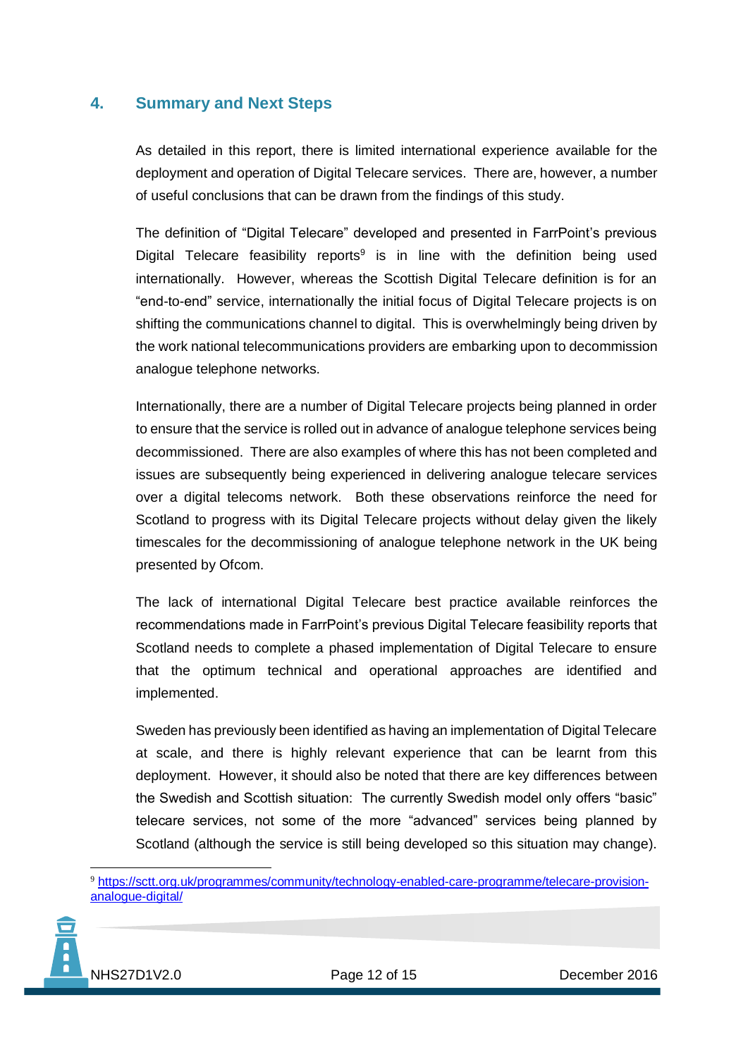## 4. Summary and Next Steps

As detailed in this report, there is limited international experience available for the deployment and operation of Digital Telecare services. There are, however, a number of useful conclusions that can be drawn from the findings of this study.

The definition of "Digital Telecare" developed and presented in FarrPoint's previous Digital Telecare feasibility reports[9] is in line with the definition being used internationally. However, whereas the Scottish Digital Telecare definition is for an "end-to-end" service, internationally the initial focus of Digital Telecare projects is on shifting the communications channel to digital. This is overwhelmingly being driven by the work national telecommunications providers are embarking upon to decommission analogue telephone networks.

Internationally, there are a number of Digital Telecare projects being planned in order to ensure that the service is rolled out in advance of analogue telephone services being decommissioned. There are also examples of where this has not been completed and issues are subsequently being experienced in delivering analogue telecare services over a digital telecoms network. Both these observations reinforce the need for Scotland to progress with its Digital Telecare projects without delay given the likely timescales for the decommissioning of analogue telephone network in the UK being presented by Ofcom.

The lack of international Digital Telecare best practice available reinforces the recommendations made in FarrPoint's previous Digital Telecare feasibility reports that Scotland needs to complete a phased implementation of Digital Telecare to ensure that the optimum technical and operational approaches are identified and implemented.

Sweden has previously been identified as having an implementation of Digital Telecare at scale, and there is highly relevant experience that can be learnt from this deployment. However, it should also be noted that there are key differences between the Swedish and Scottish situation: The currently Swedish model only offers "basic" telecare services, not some of the more "advanced" services being planned by Scotland (although the service is still being developed so this situation may change).

[9] https://sctt.org.uk/programmes/community/technology-enabled-care-programme/telecare-provision-analogue-digital/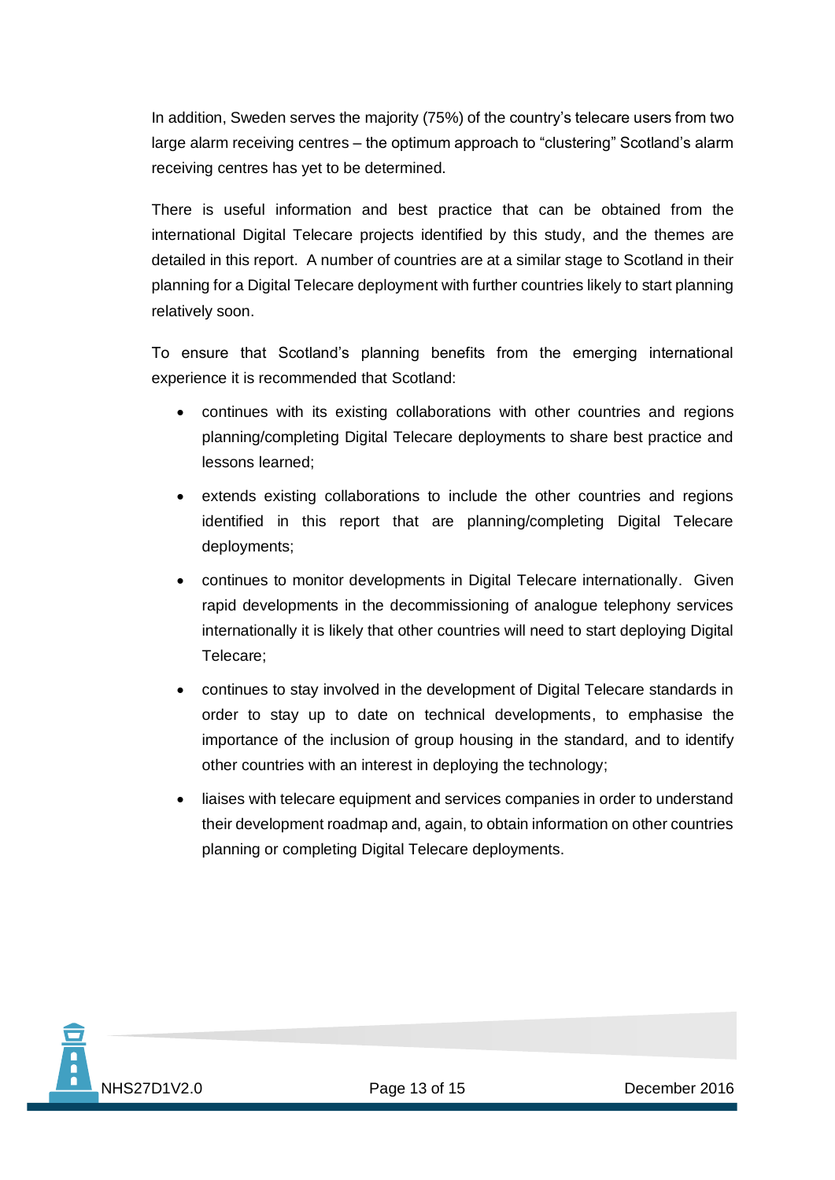In addition, Sweden serves the majority (75%) of the country's telecare users from two large alarm receiving centres – the optimum approach to "clustering" Scotland's alarm receiving centres has yet to be determined.

There is useful information and best practice that can be obtained from the international Digital Telecare projects identified by this study, and the themes are detailed in this report. A number of countries are at a similar stage to Scotland in their planning for a Digital Telecare deployment with further countries likely to start planning relatively soon.

To ensure that Scotland's planning benefits from the emerging international experience it is recommended that Scotland:

- continues with its existing collaborations with other countries and regions planning/completing Digital Telecare deployments to share best practice and lessons learned;
- extends existing collaborations to include the other countries and regions identified in this report that are planning/completing Digital Telecare deployments;
- continues to monitor developments in Digital Telecare internationally. Given rapid developments in the decommissioning of analogue telephony services internationally it is likely that other countries will need to start deploying Digital Telecare;
- continues to stay involved in the development of Digital Telecare standards in order to stay up to date on technical developments, to emphasise the importance of the inclusion of group housing in the standard, and to identify other countries with an interest in deploying the technology;
- liaises with telecare equipment and services companies in order to understand their development roadmap and, again, to obtain information on other countries planning or completing Digital Telecare deployments.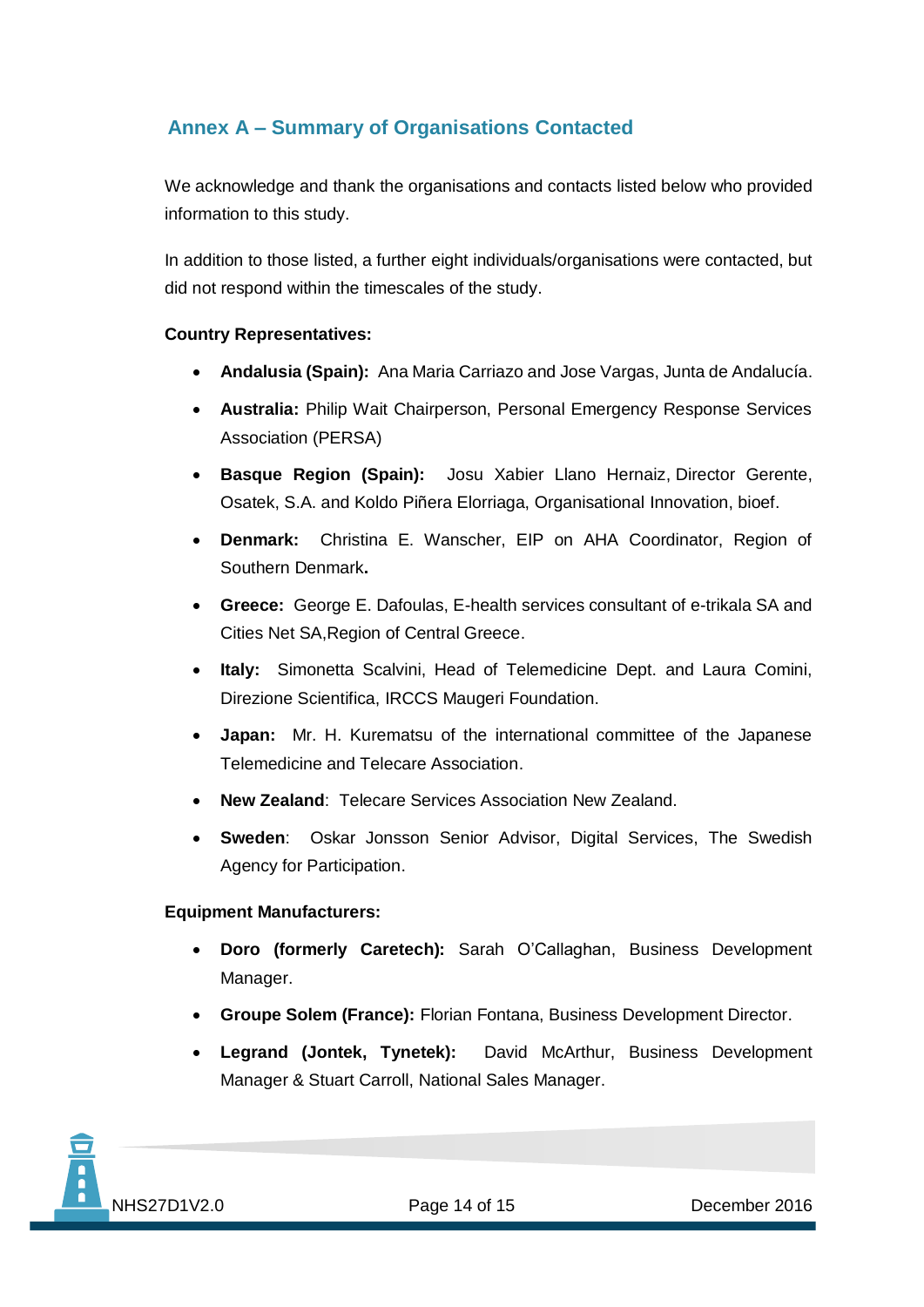## Annex A – Summary of Organisations Contacted

We acknowledge and thank the organisations and contacts listed below who provided information to this study.

In addition to those listed, a further eight individuals/organisations were contacted, but did not respond within the timescales of the study.

**Country Representatives:**

- **Andalusia (Spain):** Ana Maria Carriazo and Jose Vargas, Junta de Andalucía.
- **Australia:** Philip Wait Chairperson, Personal Emergency Response Services Association (PERSA)
- **Basque Region (Spain):** Josu Xabier Llano Hernaiz, Director Gerente, Osatek, S.A. and Koldo Piñera Elorriaga, Organisational Innovation, bioef.
- **Denmark:** Christina E. Wanscher, EIP on AHA Coordinator, Region of Southern Denmark**.**
- **Greece:** George E. Dafoulas, E-health services consultant of e-trikala SA and Cities Net SA,Region of Central Greece.
- **Italy:** Simonetta Scalvini, Head of Telemedicine Dept. and Laura Comini, Direzione Scientifica, IRCCS Maugeri Foundation.
- **Japan:** Mr. H. Kurematsu of the international committee of the Japanese Telemedicine and Telecare Association.
- **New Zealand**: Telecare Services Association New Zealand.
- **Sweden**: Oskar Jonsson Senior Advisor, Digital Services, The Swedish Agency for Participation.

**Equipment Manufacturers:**

- **Doro (formerly Caretech):** Sarah O'Callaghan, Business Development Manager.
- **Groupe Solem (France):** Florian Fontana, Business Development Director.
- **Legrand (Jontek, Tynetek):** David McArthur, Business Development Manager & Stuart Carroll, National Sales Manager.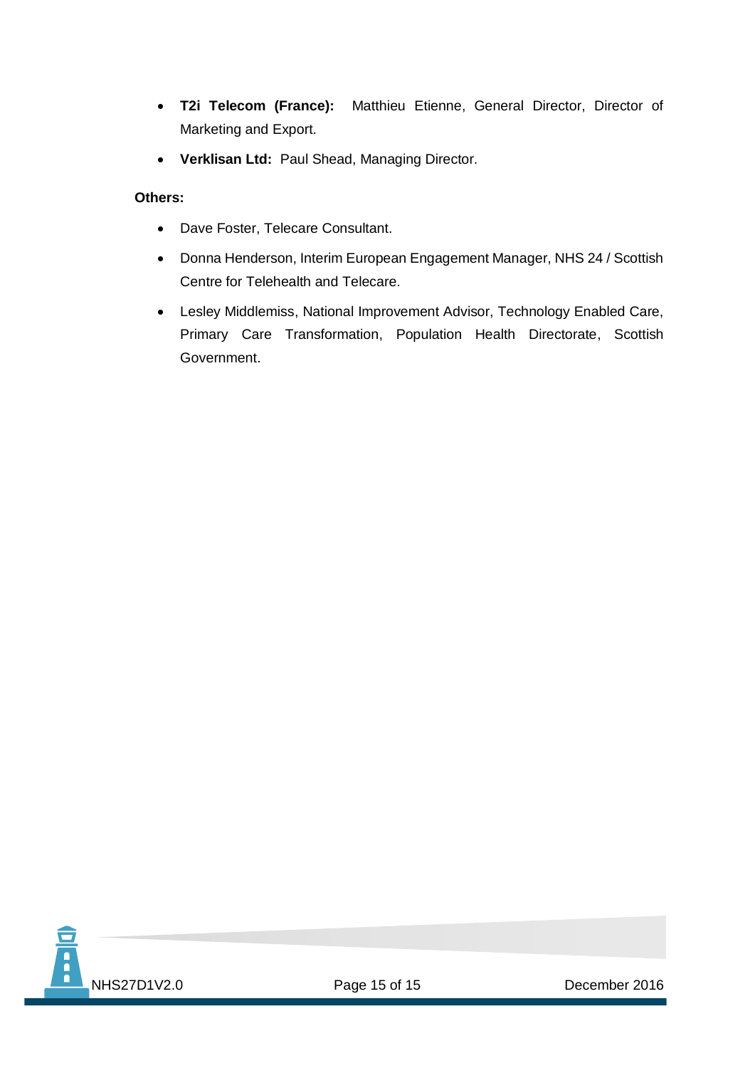- **T2i Telecom (France):** Matthieu Etienne, General Director, Director of Marketing and Export.
- **Verklisan Ltd:** Paul Shead, Managing Director.

**Others:**

- Dave Foster, Telecare Consultant.
- Donna Henderson, Interim European Engagement Manager, NHS 24 / Scottish Centre for Telehealth and Telecare.
- Lesley Middlemiss, National Improvement Advisor, Technology Enabled Care, Primary Care Transformation, Population Health Directorate, Scottish Government.